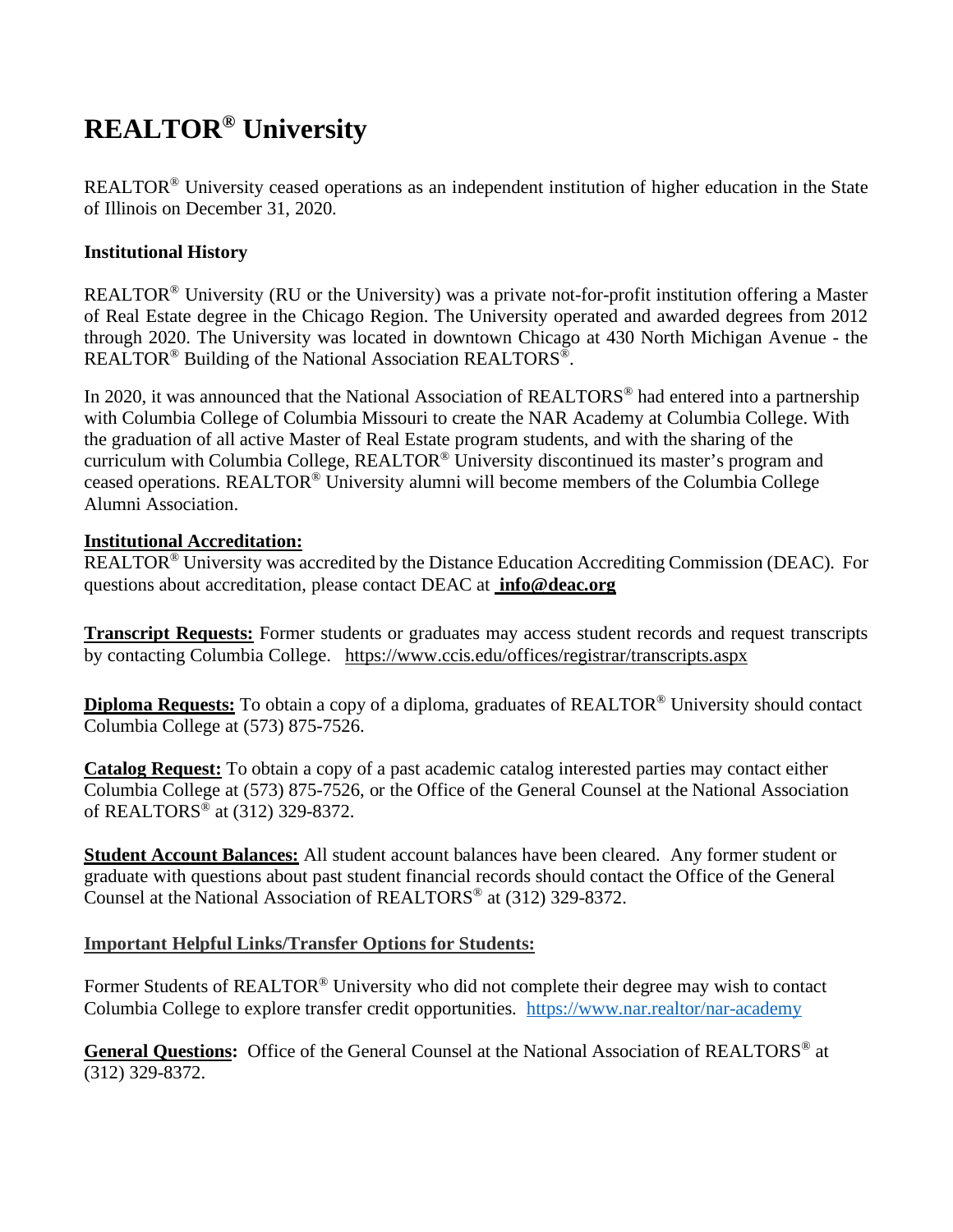# REALTOR® University

REALTOR® University ceased operations as an independent institution of higher education in the State of Illinois on December 31, 2020.

**Institutional History**

REALTOR® University (RU or the University) was a private not-for-profit institution offering a Master of Real Estate degree in the Chicago Region. The University operated and awarded degrees from 2012 through 2020. The University was located in downtown Chicago at 430 North Michigan Avenue - the REALTOR® Building of the National Association REALTORS®.

In 2020, it was announced that the National Association of REALTORS® had entered into a partnership with Columbia College of Columbia Missouri to create the NAR Academy at Columbia College. With the graduation of all active Master of Real Estate program students, and with the sharing of the curriculum with Columbia College, REALTOR® University discontinued its master's program and ceased operations. REALTOR® University alumni will become members of the Columbia College Alumni Association.

**Institutional Accreditation:**
REALTOR® University was accredited by the Distance Education Accrediting Commission (DEAC). For questions about accreditation, please contact DEAC at **info@deac.org**

**Transcript Requests:** Former students or graduates may access student records and request transcripts by contacting Columbia College. https://www.ccis.edu/offices/registrar/transcripts.aspx

**Diploma Requests:** To obtain a copy of a diploma, graduates of REALTOR® University should contact Columbia College at (573) 875-7526.

**Catalog Request:** To obtain a copy of a past academic catalog interested parties may contact either Columbia College at (573) 875-7526, or the Office of the General Counsel at the National Association of REALTORS® at (312) 329-8372.

**Student Account Balances:** All student account balances have been cleared. Any former student or graduate with questions about past student financial records should contact the Office of the General Counsel at the National Association of REALTORS® at (312) 329-8372.

**Important Helpful Links/Transfer Options for Students:**

Former Students of REALTOR® University who did not complete their degree may wish to contact Columbia College to explore transfer credit opportunities. https://www.nar.realtor/nar-academy

**General Questions:** Office of the General Counsel at the National Association of REALTORS® at (312) 329-8372.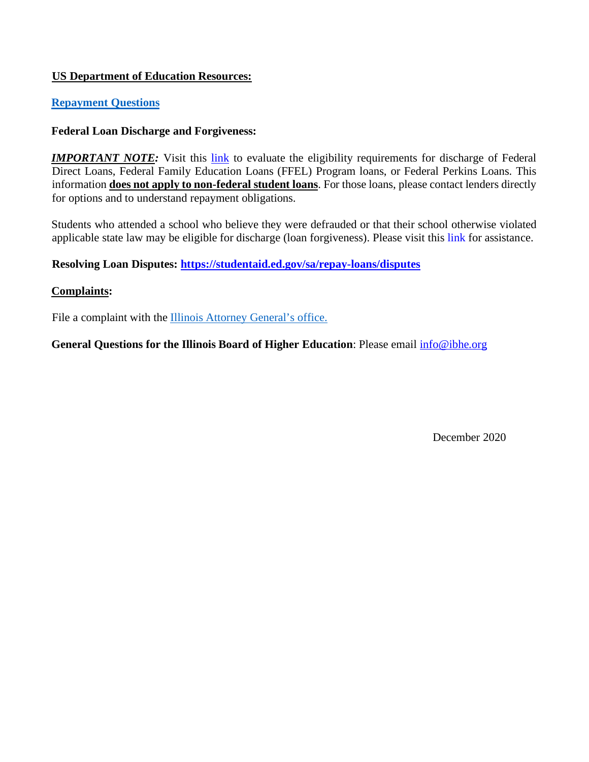**US Department of Education Resources:**

**Repayment Questions**

**Federal Loan Discharge and Forgiveness:**

***IMPORTANT NOTE:*** Visit this link to evaluate the eligibility requirements for discharge of Federal Direct Loans, Federal Family Education Loans (FFEL) Program loans, or Federal Perkins Loans. This information **does not apply to non-federal student loans**. For those loans, please contact lenders directly for options and to understand repayment obligations.

Students who attended a school who believe they were defrauded or that their school otherwise violated applicable state law may be eligible for discharge (loan forgiveness). Please visit this link for assistance.

**Resolving Loan Disputes: https://studentaid.ed.gov/sa/repay-loans/disputes**

**Complaints:**

File a complaint with the Illinois Attorney General's office.

**General Questions for the Illinois Board of Higher Education**: Please email info@ibhe.org

December 2020